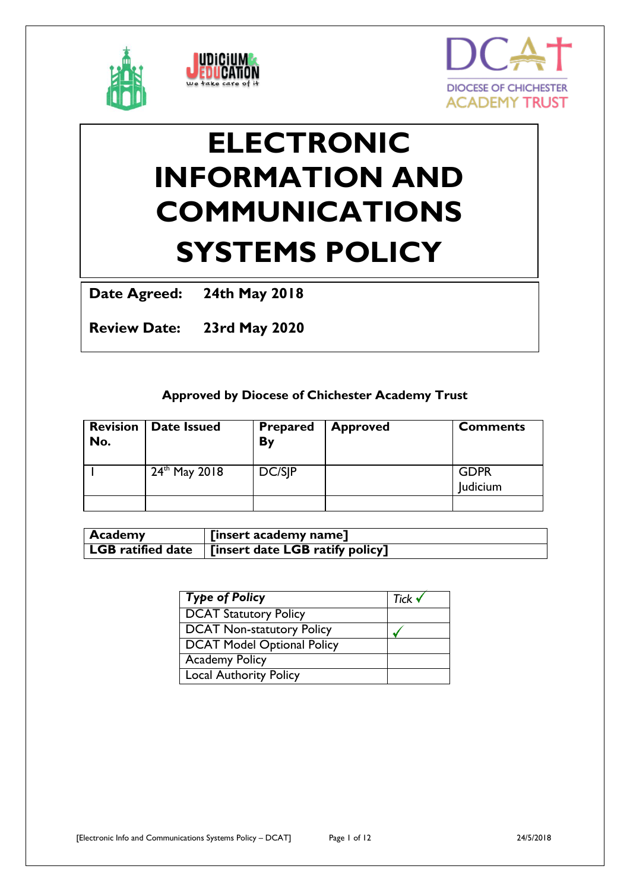# ELECTRONIC INFORMATION AND COMMUNICATIONS SYSTEMS POLICY

**Date Agreed:** **24th May 2018**

**Review Date:** **23rd May 2020**

**Approved by Diocese of Chichester Academy Trust**

| Revision No. | Date Issued | Prepared By | Approved | Comments |
|---|---|---|---|---|
| 1 | 24th May 2018 | DC/SJP | | GDPR Judicium |
| | | | | |

| **Academy** | **[insert academy name]** |
|---|---|
| **LGB ratified date** | **[insert date LGB ratify policy]** |

| ***Type of Policy*** | *Tick* ✓ |
|---|---|
| DCAT Statutory Policy | |
| DCAT Non-statutory Policy | ✓ |
| DCAT Model Optional Policy | |
| Academy Policy | |
| Local Authority Policy | |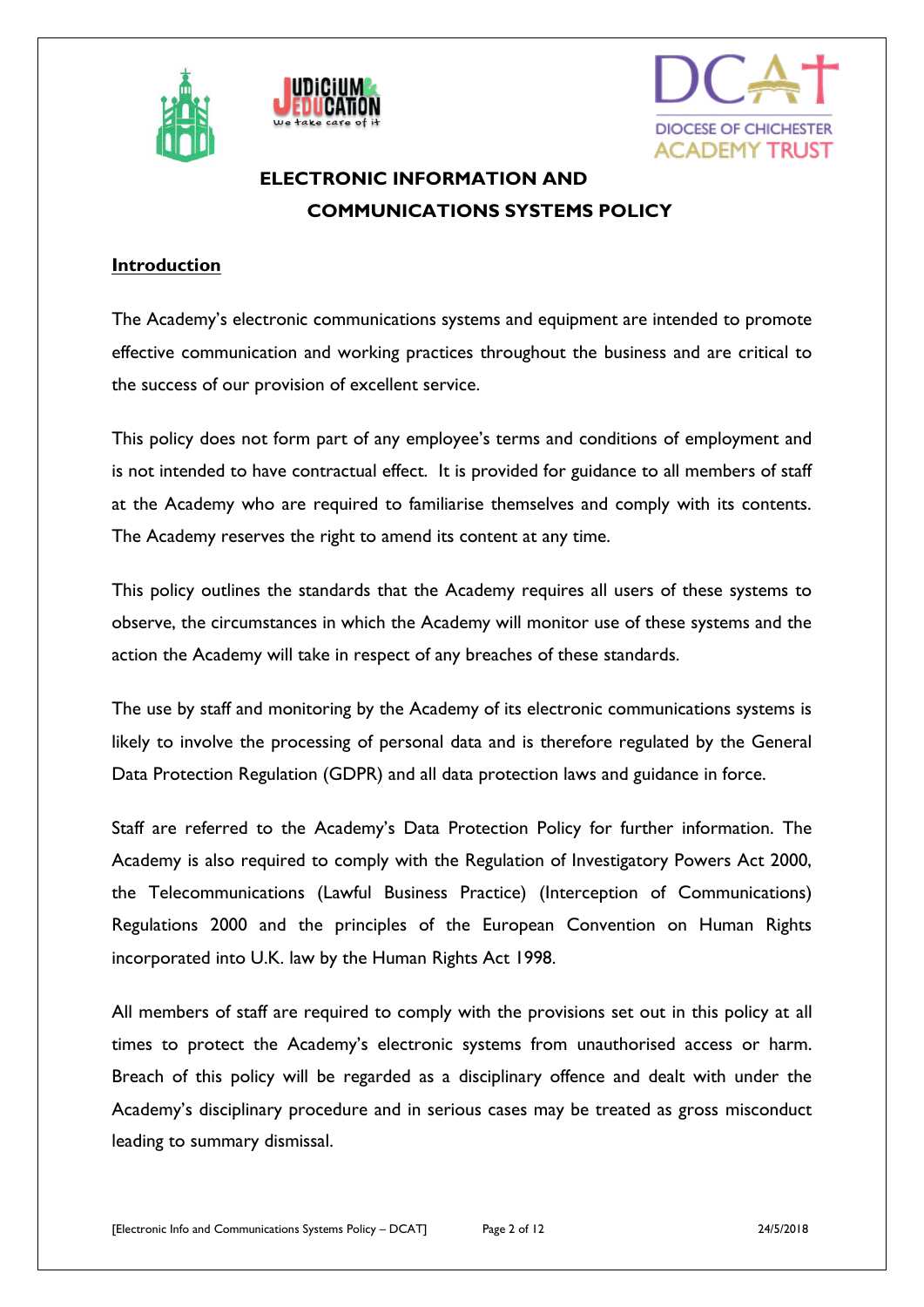# ELECTRONIC INFORMATION AND COMMUNICATIONS SYSTEMS POLICY

## Introduction

The Academy's electronic communications systems and equipment are intended to promote effective communication and working practices throughout the business and are critical to the success of our provision of excellent service.

This policy does not form part of any employee's terms and conditions of employment and is not intended to have contractual effect. It is provided for guidance to all members of staff at the Academy who are required to familiarise themselves and comply with its contents. The Academy reserves the right to amend its content at any time.

This policy outlines the standards that the Academy requires all users of these systems to observe, the circumstances in which the Academy will monitor use of these systems and the action the Academy will take in respect of any breaches of these standards.

The use by staff and monitoring by the Academy of its electronic communications systems is likely to involve the processing of personal data and is therefore regulated by the General Data Protection Regulation (GDPR) and all data protection laws and guidance in force.

Staff are referred to the Academy's Data Protection Policy for further information. The Academy is also required to comply with the Regulation of Investigatory Powers Act 2000, the Telecommunications (Lawful Business Practice) (Interception of Communications) Regulations 2000 and the principles of the European Convention on Human Rights incorporated into U.K. law by the Human Rights Act 1998.

All members of staff are required to comply with the provisions set out in this policy at all times to protect the Academy's electronic systems from unauthorised access or harm. Breach of this policy will be regarded as a disciplinary offence and dealt with under the Academy's disciplinary procedure and in serious cases may be treated as gross misconduct leading to summary dismissal.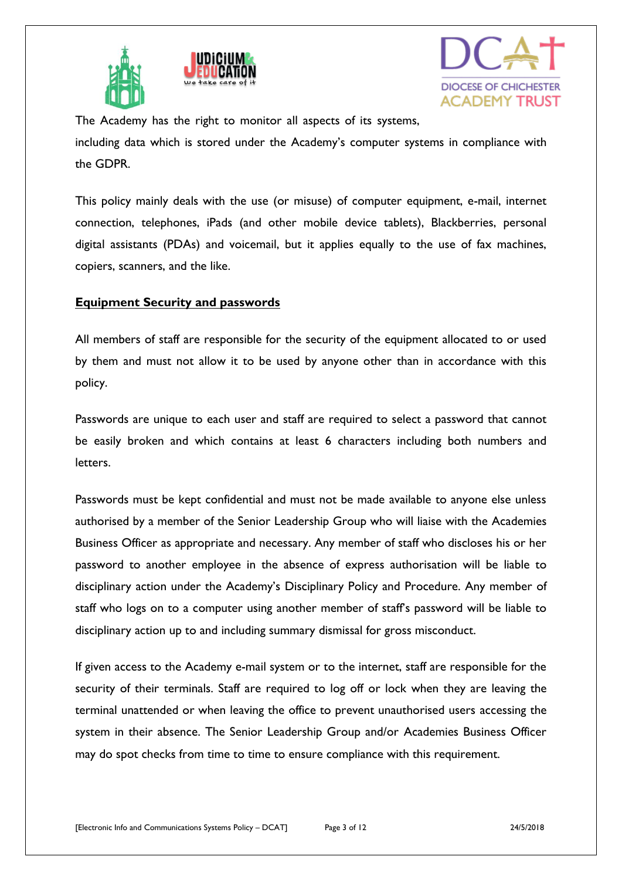The Academy has the right to monitor all aspects of its systems, including data which is stored under the Academy's computer systems in compliance with the GDPR.

This policy mainly deals with the use (or misuse) of computer equipment, e-mail, internet connection, telephones, iPads (and other mobile device tablets), Blackberries, personal digital assistants (PDAs) and voicemail, but it applies equally to the use of fax machines, copiers, scanners, and the like.

**Equipment Security and passwords**

All members of staff are responsible for the security of the equipment allocated to or used by them and must not allow it to be used by anyone other than in accordance with this policy.

Passwords are unique to each user and staff are required to select a password that cannot be easily broken and which contains at least 6 characters including both numbers and letters.

Passwords must be kept confidential and must not be made available to anyone else unless authorised by a member of the Senior Leadership Group who will liaise with the Academies Business Officer as appropriate and necessary. Any member of staff who discloses his or her password to another employee in the absence of express authorisation will be liable to disciplinary action under the Academy's Disciplinary Policy and Procedure. Any member of staff who logs on to a computer using another member of staff's password will be liable to disciplinary action up to and including summary dismissal for gross misconduct.

If given access to the Academy e-mail system or to the internet, staff are responsible for the security of their terminals. Staff are required to log off or lock when they are leaving the terminal unattended or when leaving the office to prevent unauthorised users accessing the system in their absence. The Senior Leadership Group and/or Academies Business Officer may do spot checks from time to time to ensure compliance with this requirement.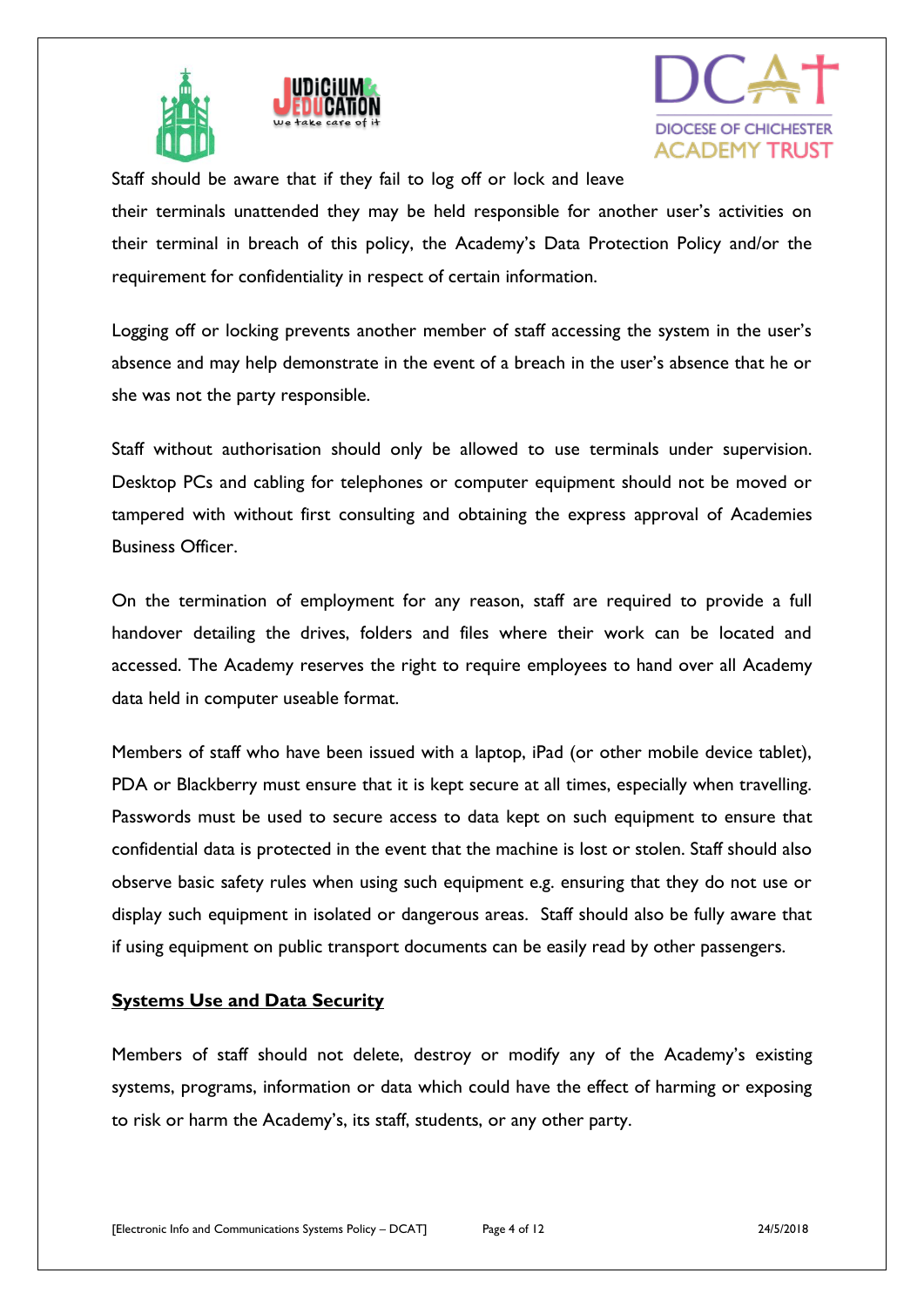Staff should be aware that if they fail to log off or lock and leave their terminals unattended they may be held responsible for another user's activities on their terminal in breach of this policy, the Academy's Data Protection Policy and/or the requirement for confidentiality in respect of certain information.

Logging off or locking prevents another member of staff accessing the system in the user's absence and may help demonstrate in the event of a breach in the user's absence that he or she was not the party responsible.

Staff without authorisation should only be allowed to use terminals under supervision. Desktop PCs and cabling for telephones or computer equipment should not be moved or tampered with without first consulting and obtaining the express approval of Academies Business Officer.

On the termination of employment for any reason, staff are required to provide a full handover detailing the drives, folders and files where their work can be located and accessed. The Academy reserves the right to require employees to hand over all Academy data held in computer useable format.

Members of staff who have been issued with a laptop, iPad (or other mobile device tablet), PDA or Blackberry must ensure that it is kept secure at all times, especially when travelling. Passwords must be used to secure access to data kept on such equipment to ensure that confidential data is protected in the event that the machine is lost or stolen. Staff should also observe basic safety rules when using such equipment e.g. ensuring that they do not use or display such equipment in isolated or dangerous areas. Staff should also be fully aware that if using equipment on public transport documents can be easily read by other passengers.

## Systems Use and Data Security

Members of staff should not delete, destroy or modify any of the Academy's existing systems, programs, information or data which could have the effect of harming or exposing to risk or harm the Academy's, its staff, students, or any other party.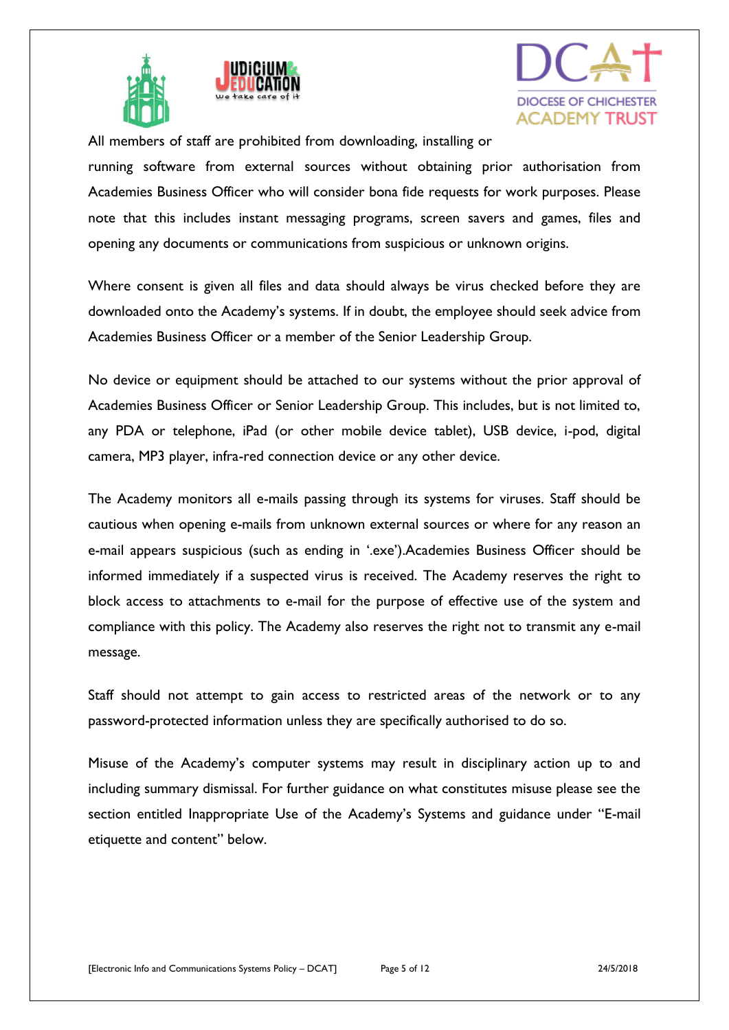All members of staff are prohibited from downloading, installing or running software from external sources without obtaining prior authorisation from Academies Business Officer who will consider bona fide requests for work purposes. Please note that this includes instant messaging programs, screen savers and games, files and opening any documents or communications from suspicious or unknown origins.

Where consent is given all files and data should always be virus checked before they are downloaded onto the Academy's systems. If in doubt, the employee should seek advice from Academies Business Officer or a member of the Senior Leadership Group.

No device or equipment should be attached to our systems without the prior approval of Academies Business Officer or Senior Leadership Group. This includes, but is not limited to, any PDA or telephone, iPad (or other mobile device tablet), USB device, i-pod, digital camera, MP3 player, infra-red connection device or any other device.

The Academy monitors all e-mails passing through its systems for viruses. Staff should be cautious when opening e-mails from unknown external sources or where for any reason an e-mail appears suspicious (such as ending in '.exe').Academies Business Officer should be informed immediately if a suspected virus is received. The Academy reserves the right to block access to attachments to e-mail for the purpose of effective use of the system and compliance with this policy. The Academy also reserves the right not to transmit any e-mail message.

Staff should not attempt to gain access to restricted areas of the network or to any password-protected information unless they are specifically authorised to do so.

Misuse of the Academy's computer systems may result in disciplinary action up to and including summary dismissal. For further guidance on what constitutes misuse please see the section entitled Inappropriate Use of the Academy's Systems and guidance under "E-mail etiquette and content" below.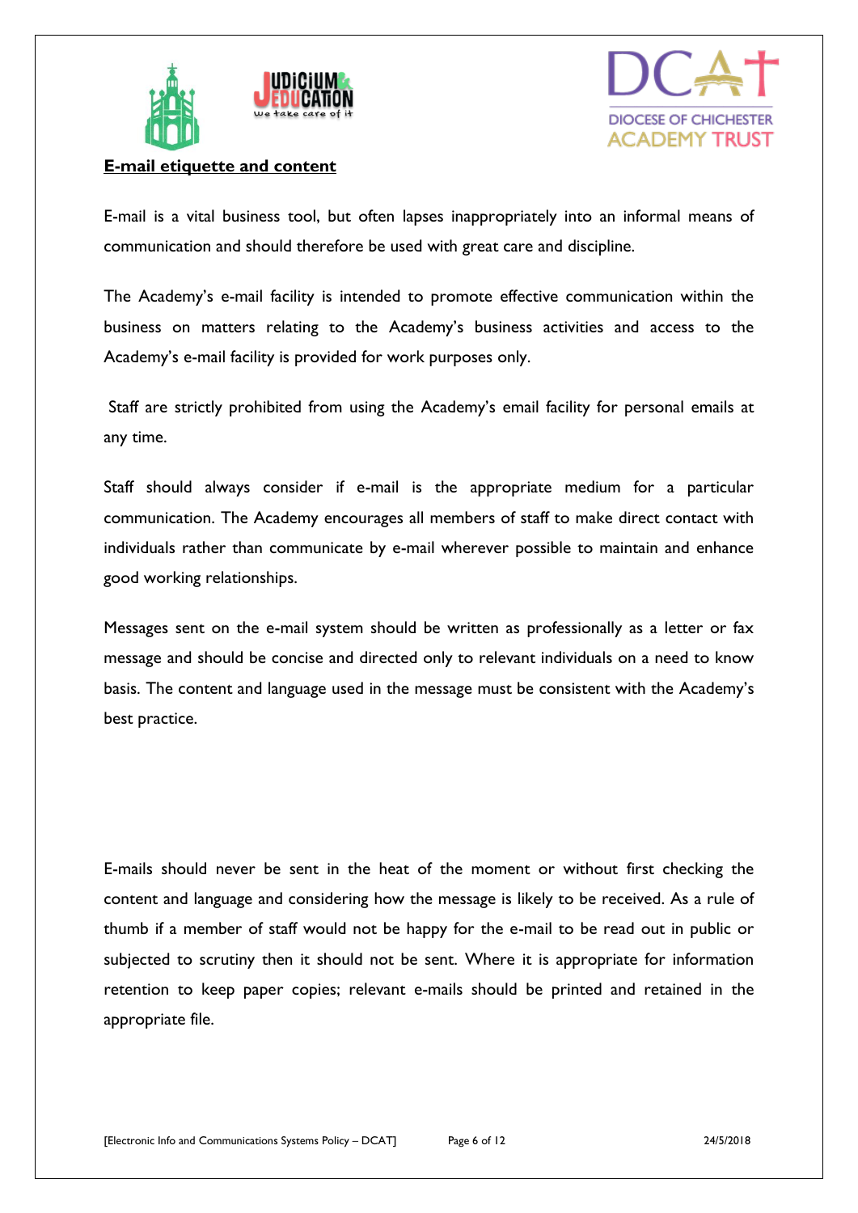**E-mail etiquette and content**

E-mail is a vital business tool, but often lapses inappropriately into an informal means of communication and should therefore be used with great care and discipline.

The Academy's e-mail facility is intended to promote effective communication within the business on matters relating to the Academy's business activities and access to the Academy's e-mail facility is provided for work purposes only.

Staff are strictly prohibited from using the Academy's email facility for personal emails at any time.

Staff should always consider if e-mail is the appropriate medium for a particular communication. The Academy encourages all members of staff to make direct contact with individuals rather than communicate by e-mail wherever possible to maintain and enhance good working relationships.

Messages sent on the e-mail system should be written as professionally as a letter or fax message and should be concise and directed only to relevant individuals on a need to know basis. The content and language used in the message must be consistent with the Academy's best practice.

E-mails should never be sent in the heat of the moment or without first checking the content and language and considering how the message is likely to be received. As a rule of thumb if a member of staff would not be happy for the e-mail to be read out in public or subjected to scrutiny then it should not be sent. Where it is appropriate for information retention to keep paper copies; relevant e-mails should be printed and retained in the appropriate file.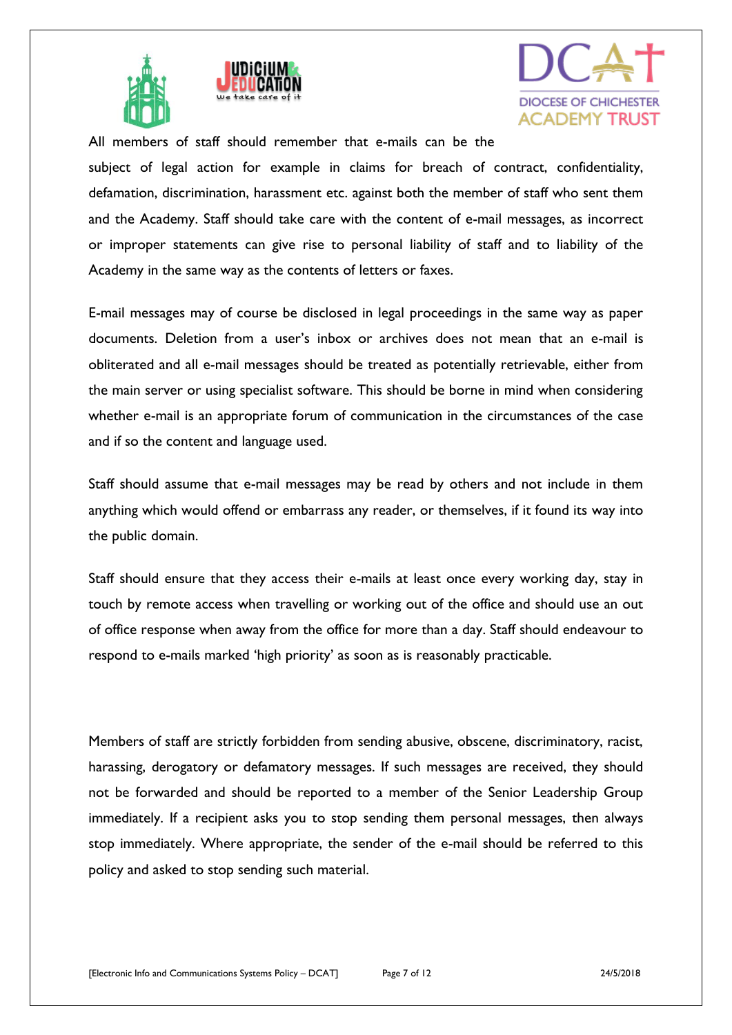All members of staff should remember that e-mails can be the subject of legal action for example in claims for breach of contract, confidentiality, defamation, discrimination, harassment etc. against both the member of staff who sent them and the Academy. Staff should take care with the content of e-mail messages, as incorrect or improper statements can give rise to personal liability of staff and to liability of the Academy in the same way as the contents of letters or faxes.

E-mail messages may of course be disclosed in legal proceedings in the same way as paper documents. Deletion from a user's inbox or archives does not mean that an e-mail is obliterated and all e-mail messages should be treated as potentially retrievable, either from the main server or using specialist software. This should be borne in mind when considering whether e-mail is an appropriate forum of communication in the circumstances of the case and if so the content and language used.

Staff should assume that e-mail messages may be read by others and not include in them anything which would offend or embarrass any reader, or themselves, if it found its way into the public domain.

Staff should ensure that they access their e-mails at least once every working day, stay in touch by remote access when travelling or working out of the office and should use an out of office response when away from the office for more than a day. Staff should endeavour to respond to e-mails marked 'high priority' as soon as is reasonably practicable.

Members of staff are strictly forbidden from sending abusive, obscene, discriminatory, racist, harassing, derogatory or defamatory messages. If such messages are received, they should not be forwarded and should be reported to a member of the Senior Leadership Group immediately. If a recipient asks you to stop sending them personal messages, then always stop immediately. Where appropriate, the sender of the e-mail should be referred to this policy and asked to stop sending such material.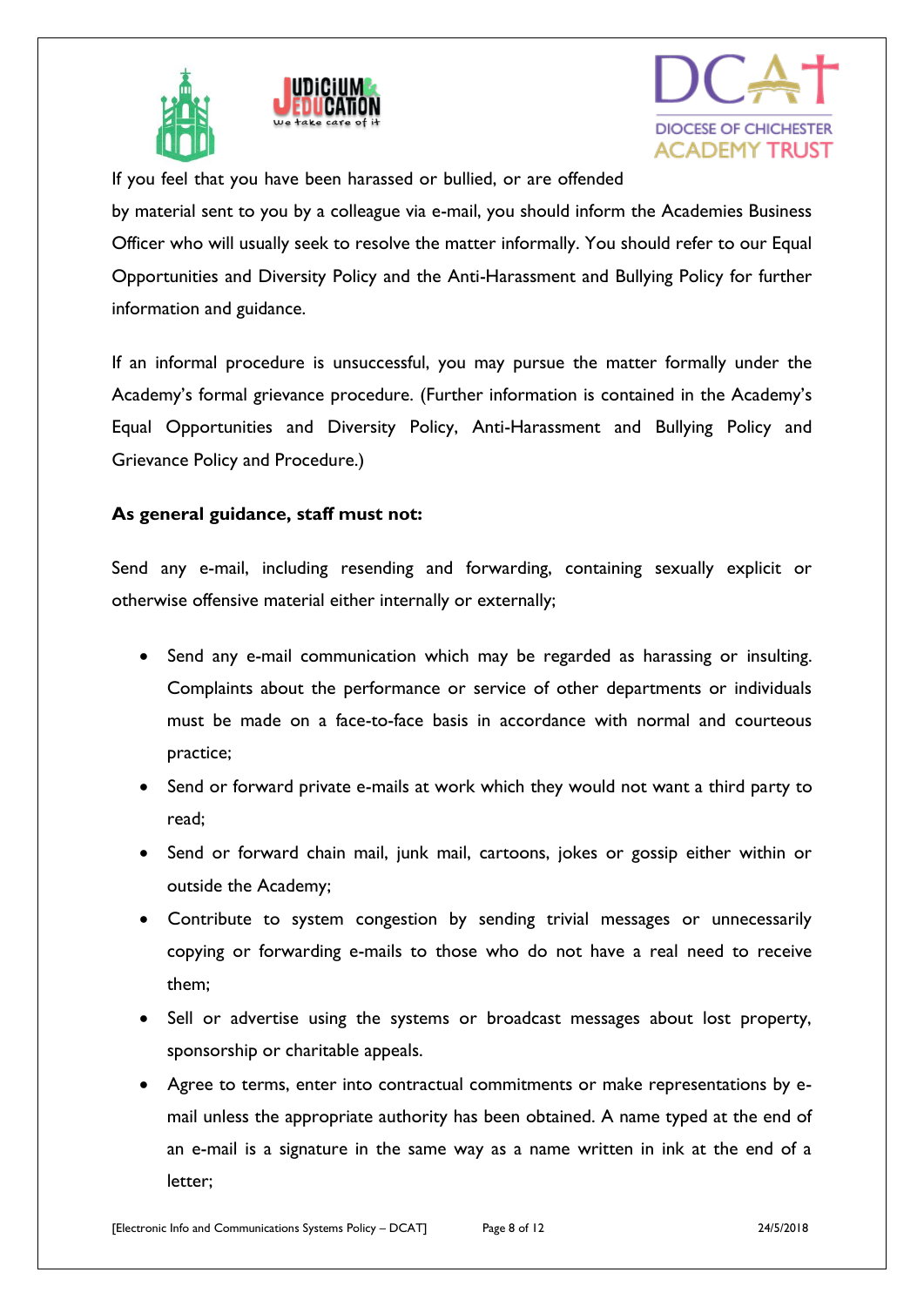If you feel that you have been harassed or bullied, or are offended by material sent to you by a colleague via e-mail, you should inform the Academies Business Officer who will usually seek to resolve the matter informally. You should refer to our Equal Opportunities and Diversity Policy and the Anti-Harassment and Bullying Policy for further information and guidance.

If an informal procedure is unsuccessful, you may pursue the matter formally under the Academy's formal grievance procedure. (Further information is contained in the Academy's Equal Opportunities and Diversity Policy, Anti-Harassment and Bullying Policy and Grievance Policy and Procedure.)

**As general guidance, staff must not:**

Send any e-mail, including resending and forwarding, containing sexually explicit or otherwise offensive material either internally or externally;

- Send any e-mail communication which may be regarded as harassing or insulting. Complaints about the performance or service of other departments or individuals must be made on a face-to-face basis in accordance with normal and courteous practice;
- Send or forward private e-mails at work which they would not want a third party to read;
- Send or forward chain mail, junk mail, cartoons, jokes or gossip either within or outside the Academy;
- Contribute to system congestion by sending trivial messages or unnecessarily copying or forwarding e-mails to those who do not have a real need to receive them;
- Sell or advertise using the systems or broadcast messages about lost property, sponsorship or charitable appeals.
- Agree to terms, enter into contractual commitments or make representations by e-mail unless the appropriate authority has been obtained. A name typed at the end of an e-mail is a signature in the same way as a name written in ink at the end of a letter;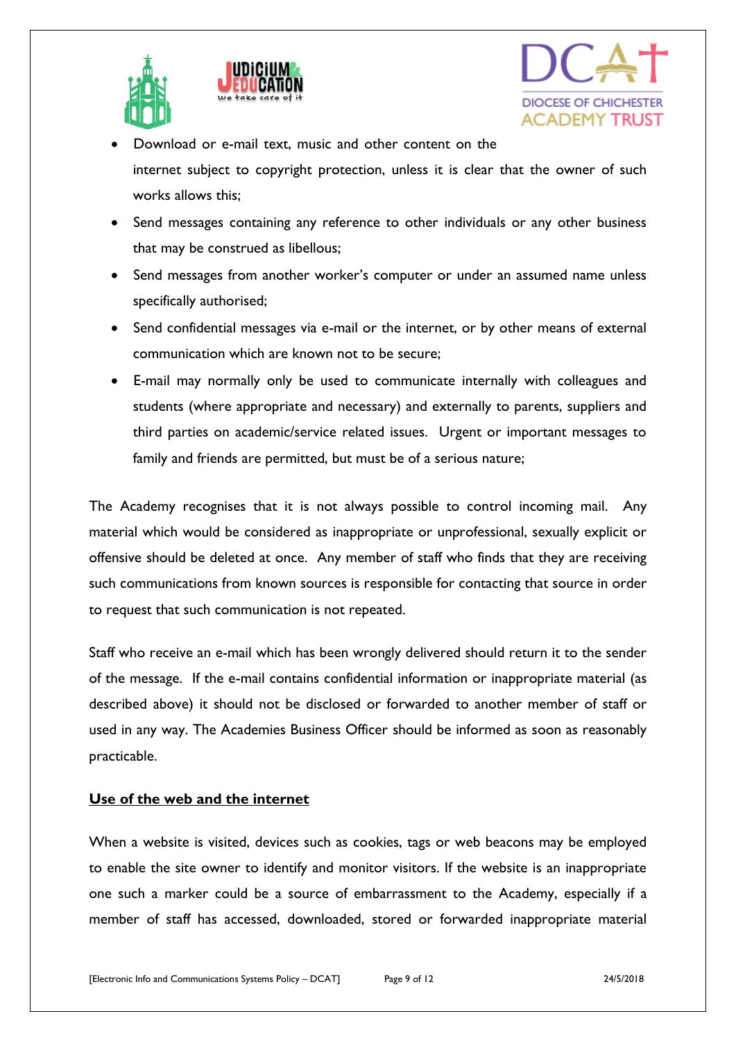- Download or e-mail text, music and other content on the internet subject to copyright protection, unless it is clear that the owner of such works allows this;
- Send messages containing any reference to other individuals or any other business that may be construed as libellous;
- Send messages from another worker's computer or under an assumed name unless specifically authorised;
- Send confidential messages via e-mail or the internet, or by other means of external communication which are known not to be secure;
- E-mail may normally only be used to communicate internally with colleagues and students (where appropriate and necessary) and externally to parents, suppliers and third parties on academic/service related issues. Urgent or important messages to family and friends are permitted, but must be of a serious nature;

The Academy recognises that it is not always possible to control incoming mail. Any material which would be considered as inappropriate or unprofessional, sexually explicit or offensive should be deleted at once. Any member of staff who finds that they are receiving such communications from known sources is responsible for contacting that source in order to request that such communication is not repeated.

Staff who receive an e-mail which has been wrongly delivered should return it to the sender of the message. If the e-mail contains confidential information or inappropriate material (as described above) it should not be disclosed or forwarded to another member of staff or used in any way. The Academies Business Officer should be informed as soon as reasonably practicable.

**Use of the web and the internet**

When a website is visited, devices such as cookies, tags or web beacons may be employed to enable the site owner to identify and monitor visitors. If the website is an inappropriate one such a marker could be a source of embarrassment to the Academy, especially if a member of staff has accessed, downloaded, stored or forwarded inappropriate material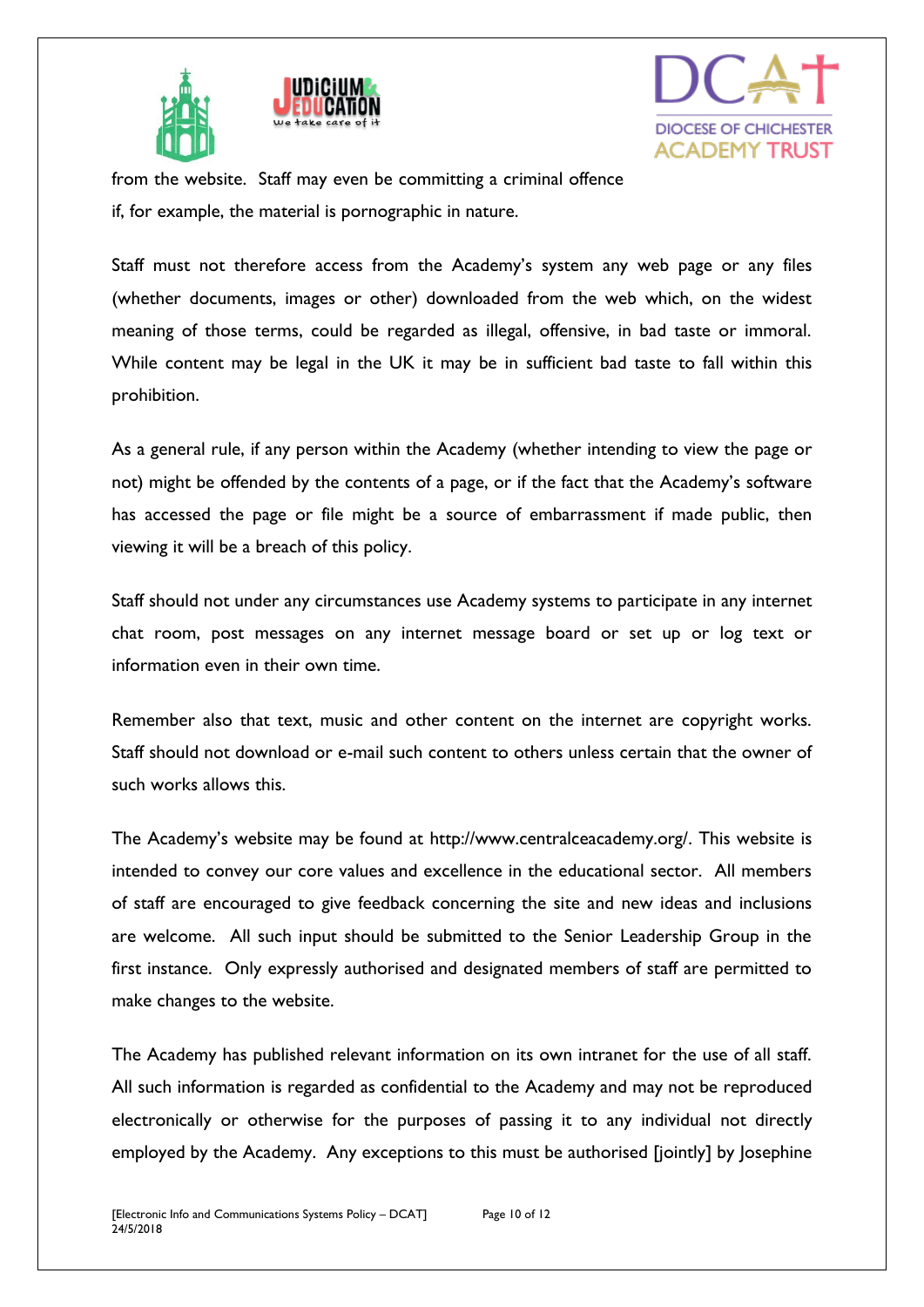from the website. Staff may even be committing a criminal offence if, for example, the material is pornographic in nature.

Staff must not therefore access from the Academy's system any web page or any files (whether documents, images or other) downloaded from the web which, on the widest meaning of those terms, could be regarded as illegal, offensive, in bad taste or immoral. While content may be legal in the UK it may be in sufficient bad taste to fall within this prohibition.

As a general rule, if any person within the Academy (whether intending to view the page or not) might be offended by the contents of a page, or if the fact that the Academy's software has accessed the page or file might be a source of embarrassment if made public, then viewing it will be a breach of this policy.

Staff should not under any circumstances use Academy systems to participate in any internet chat room, post messages on any internet message board or set up or log text or information even in their own time.

Remember also that text, music and other content on the internet are copyright works. Staff should not download or e-mail such content to others unless certain that the owner of such works allows this.

The Academy's website may be found at http://www.centralceacademy.org/. This website is intended to convey our core values and excellence in the educational sector. All members of staff are encouraged to give feedback concerning the site and new ideas and inclusions are welcome. All such input should be submitted to the Senior Leadership Group in the first instance. Only expressly authorised and designated members of staff are permitted to make changes to the website.

The Academy has published relevant information on its own intranet for the use of all staff. All such information is regarded as confidential to the Academy and may not be reproduced electronically or otherwise for the purposes of passing it to any individual not directly employed by the Academy. Any exceptions to this must be authorised [jointly] by Josephine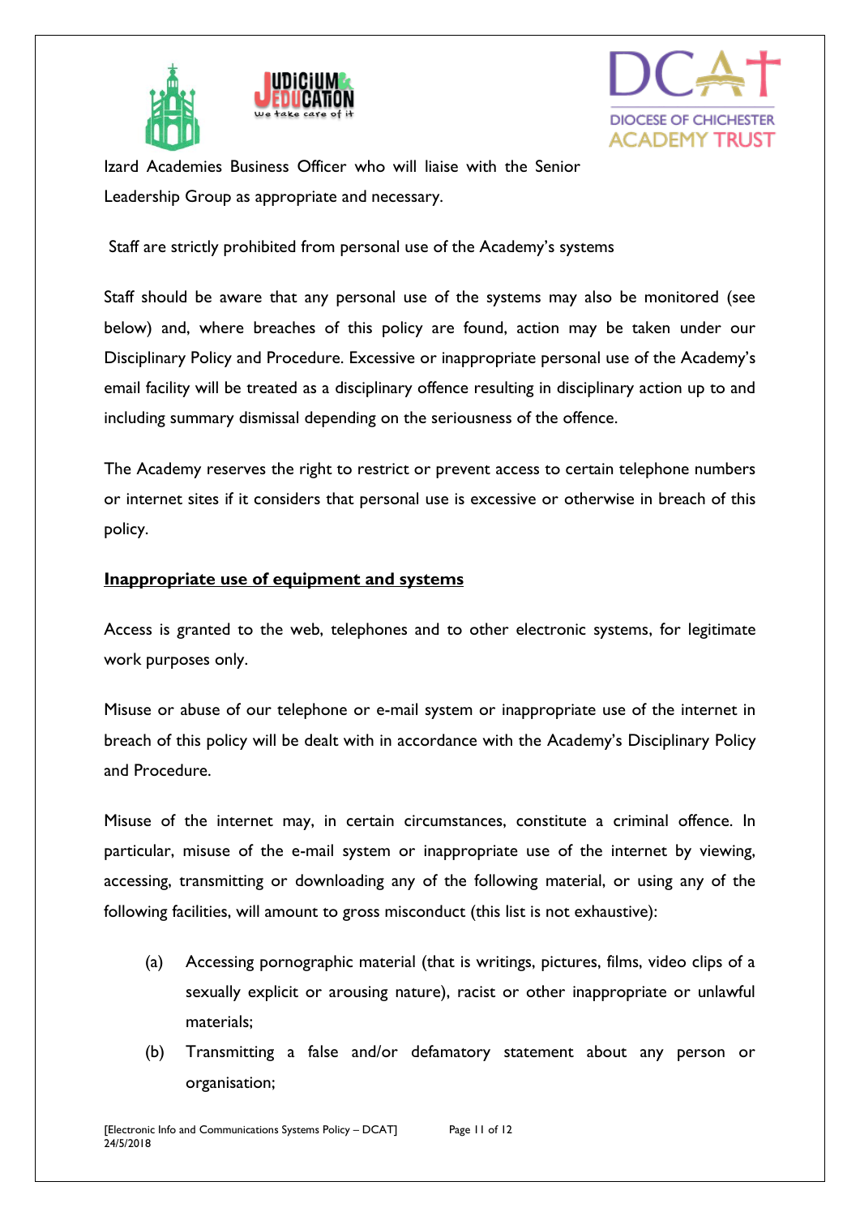Izard Academies Business Officer who will liaise with the Senior Leadership Group as appropriate and necessary.

Staff are strictly prohibited from personal use of the Academy's systems

Staff should be aware that any personal use of the systems may also be monitored (see below) and, where breaches of this policy are found, action may be taken under our Disciplinary Policy and Procedure. Excessive or inappropriate personal use of the Academy's email facility will be treated as a disciplinary offence resulting in disciplinary action up to and including summary dismissal depending on the seriousness of the offence.

The Academy reserves the right to restrict or prevent access to certain telephone numbers or internet sites if it considers that personal use is excessive or otherwise in breach of this policy.

**Inappropriate use of equipment and systems**

Access is granted to the web, telephones and to other electronic systems, for legitimate work purposes only.

Misuse or abuse of our telephone or e-mail system or inappropriate use of the internet in breach of this policy will be dealt with in accordance with the Academy's Disciplinary Policy and Procedure.

Misuse of the internet may, in certain circumstances, constitute a criminal offence. In particular, misuse of the e-mail system or inappropriate use of the internet by viewing, accessing, transmitting or downloading any of the following material, or using any of the following facilities, will amount to gross misconduct (this list is not exhaustive):

(a) Accessing pornographic material (that is writings, pictures, films, video clips of a sexually explicit or arousing nature), racist or other inappropriate or unlawful materials;

(b) Transmitting a false and/or defamatory statement about any person or organisation;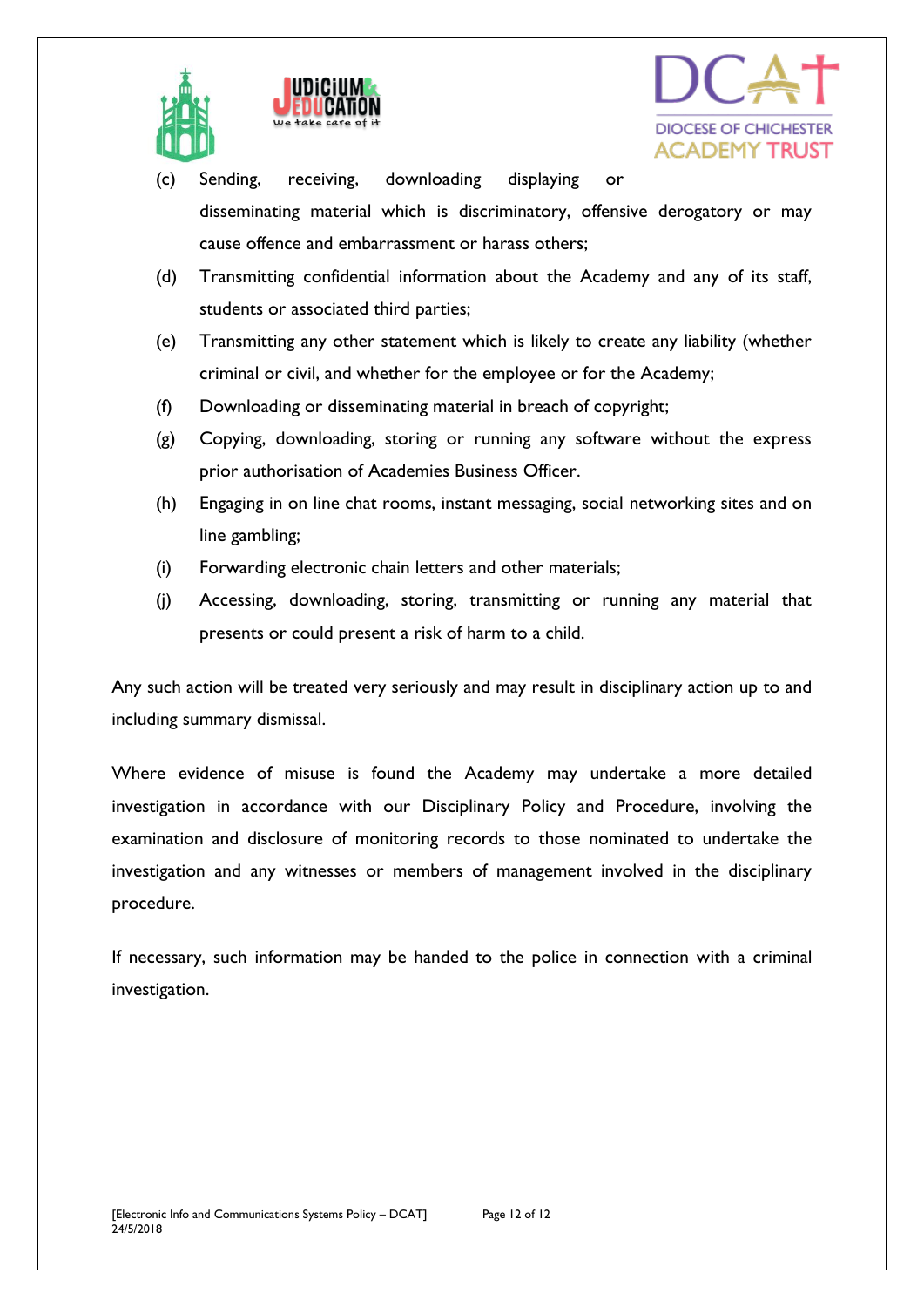(c) Sending, receiving, downloading displaying or disseminating material which is discriminatory, offensive derogatory or may cause offence and embarrassment or harass others;

(d) Transmitting confidential information about the Academy and any of its staff, students or associated third parties;

(e) Transmitting any other statement which is likely to create any liability (whether criminal or civil, and whether for the employee or for the Academy;

(f) Downloading or disseminating material in breach of copyright;

(g) Copying, downloading, storing or running any software without the express prior authorisation of Academies Business Officer.

(h) Engaging in on line chat rooms, instant messaging, social networking sites and on line gambling;

(i) Forwarding electronic chain letters and other materials;

(j) Accessing, downloading, storing, transmitting or running any material that presents or could present a risk of harm to a child.

Any such action will be treated very seriously and may result in disciplinary action up to and including summary dismissal.

Where evidence of misuse is found the Academy may undertake a more detailed investigation in accordance with our Disciplinary Policy and Procedure, involving the examination and disclosure of monitoring records to those nominated to undertake the investigation and any witnesses or members of management involved in the disciplinary procedure.

If necessary, such information may be handed to the police in connection with a criminal investigation.